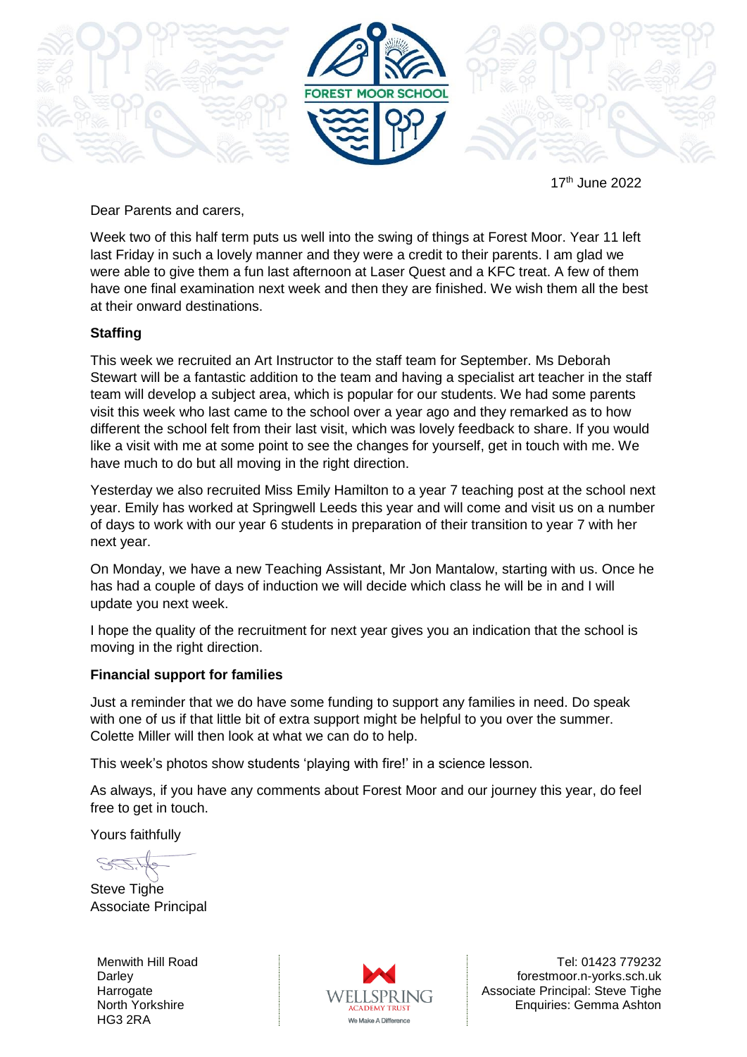FOREST MOOR SCHOOL

17th June 2022

Dear Parents and carers,

Week two of this half term puts us well into the swing of things at Forest Moor. Year 11 left last Friday in such a lovely manner and they were a credit to their parents. I am glad we were able to give them a fun last afternoon at Laser Quest and a KFC treat. A few of them have one final examination next week and then they are finished. We wish them all the best at their onward destinations.

**Staffing**

This week we recruited an Art Instructor to the staff team for September. Ms Deborah Stewart will be a fantastic addition to the team and having a specialist art teacher in the staff team will develop a subject area, which is popular for our students. We had some parents visit this week who last came to the school over a year ago and they remarked as to how different the school felt from their last visit, which was lovely feedback to share. If you would like a visit with me at some point to see the changes for yourself, get in touch with me. We have much to do but all moving in the right direction.

Yesterday we also recruited Miss Emily Hamilton to a year 7 teaching post at the school next year. Emily has worked at Springwell Leeds this year and will come and visit us on a number of days to work with our year 6 students in preparation of their transition to year 7 with her next year.

On Monday, we have a new Teaching Assistant, Mr Jon Mantalow, starting with us. Once he has had a couple of days of induction we will decide which class he will be in and I will update you next week.

I hope the quality of the recruitment for next year gives you an indication that the school is moving in the right direction.

**Financial support for families**

Just a reminder that we do have some funding to support any families in need. Do speak with one of us if that little bit of extra support might be helpful to you over the summer. Colette Miller will then look at what we can do to help.

This week's photos show students 'playing with fire!' in a science lesson.

As always, if you have any comments about Forest Moor and our journey this year, do feel free to get in touch.

Yours faithfully

Steve Tighe
Associate Principal

Menwith Hill Road
Darley
Harrogate
North Yorkshire
HG3 2RA

WELLSPRING ACADEMY TRUST
We Make A Difference

Tel: 01423 779232
forestmoor.n-yorks.sch.uk
Associate Principal: Steve Tighe
Enquiries: Gemma Ashton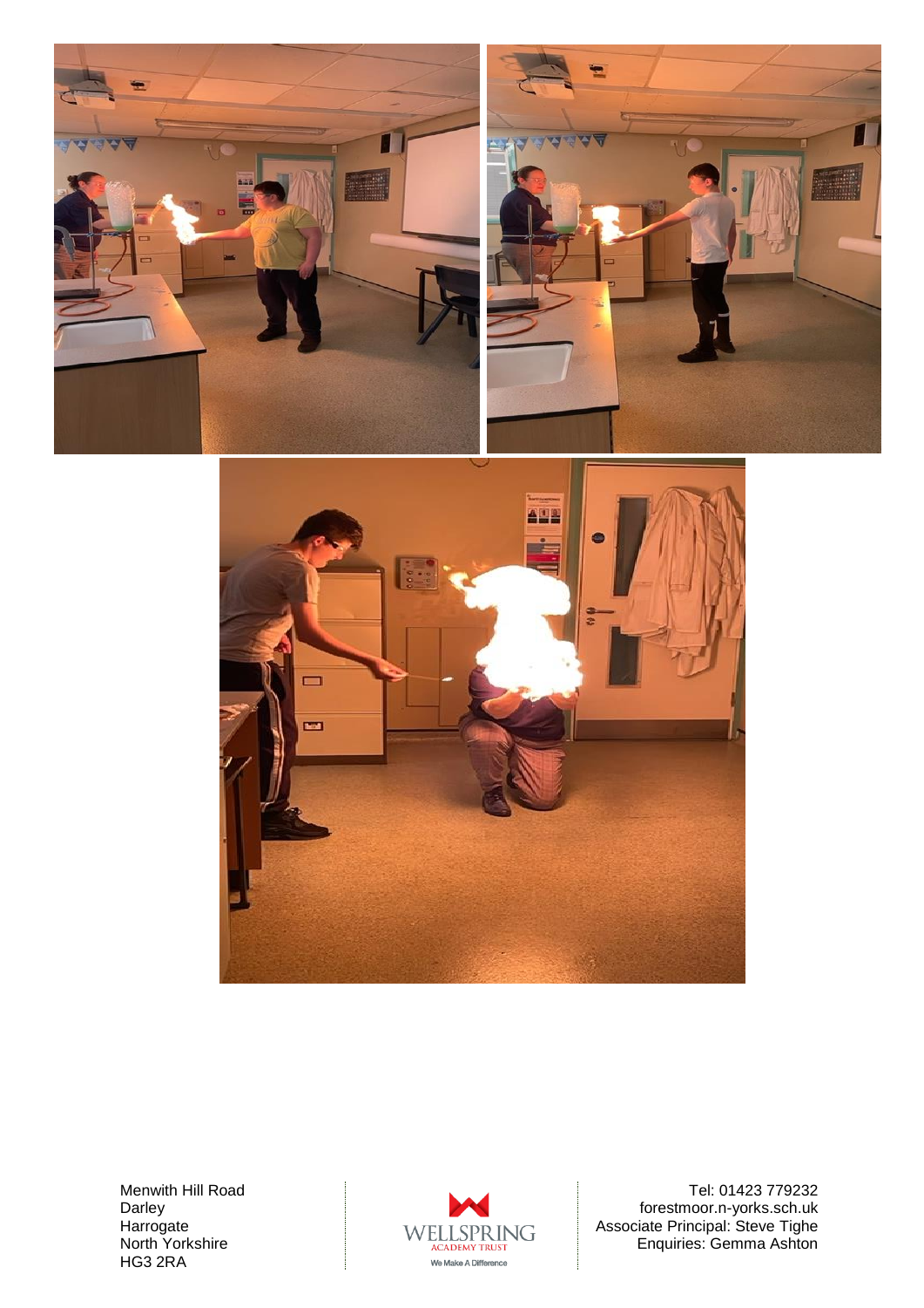Menwith Hill Road
Darley
Harrogate
North Yorkshire
HG3 2RA

WELLSPRING
ACADEMY TRUST
We Make A Difference

Tel: 01423 779232
forestmoor.n-yorks.sch.uk
Associate Principal: Steve Tighe
Enquiries: Gemma Ashton